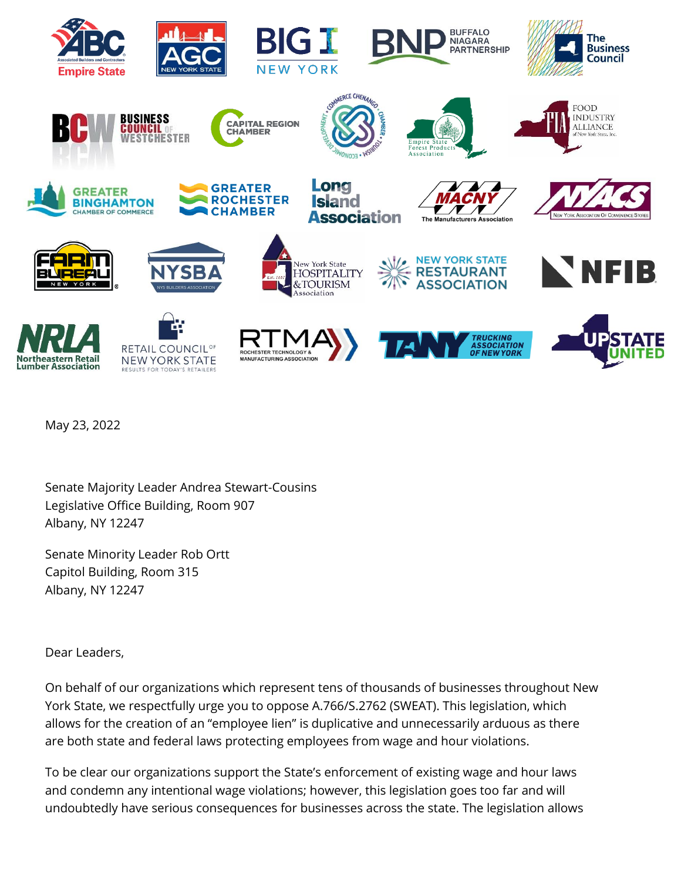May 23, 2022

Senate Majority Leader Andrea Stewart-Cousins
Legislative Office Building, Room 907
Albany, NY 12247

Senate Minority Leader Rob Ortt
Capitol Building, Room 315
Albany, NY 12247

Dear Leaders,

On behalf of our organizations which represent tens of thousands of businesses throughout New York State, we respectfully urge you to oppose A.766/S.2762 (SWEAT). This legislation, which allows for the creation of an "employee lien" is duplicative and unnecessarily arduous as there are both state and federal laws protecting employees from wage and hour violations.

To be clear our organizations support the State's enforcement of existing wage and hour laws and condemn any intentional wage violations; however, this legislation goes too far and will undoubtedly have serious consequences for businesses across the state. The legislation allows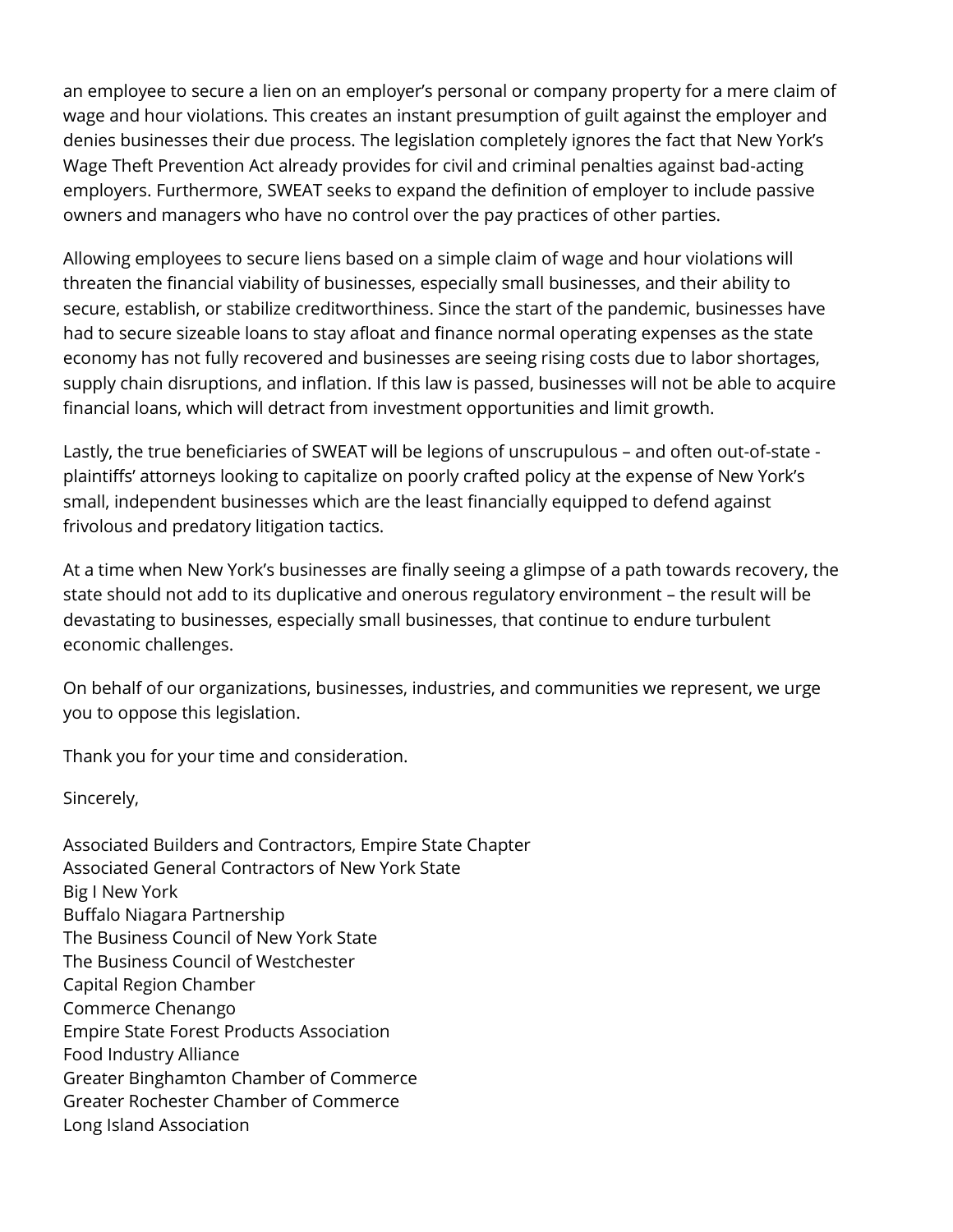an employee to secure a lien on an employer's personal or company property for a mere claim of wage and hour violations. This creates an instant presumption of guilt against the employer and denies businesses their due process. The legislation completely ignores the fact that New York's Wage Theft Prevention Act already provides for civil and criminal penalties against bad-acting employers. Furthermore, SWEAT seeks to expand the definition of employer to include passive owners and managers who have no control over the pay practices of other parties.

Allowing employees to secure liens based on a simple claim of wage and hour violations will threaten the financial viability of businesses, especially small businesses, and their ability to secure, establish, or stabilize creditworthiness. Since the start of the pandemic, businesses have had to secure sizeable loans to stay afloat and finance normal operating expenses as the state economy has not fully recovered and businesses are seeing rising costs due to labor shortages, supply chain disruptions, and inflation. If this law is passed, businesses will not be able to acquire financial loans, which will detract from investment opportunities and limit growth.

Lastly, the true beneficiaries of SWEAT will be legions of unscrupulous – and often out-of-state - plaintiffs' attorneys looking to capitalize on poorly crafted policy at the expense of New York's small, independent businesses which are the least financially equipped to defend against frivolous and predatory litigation tactics.

At a time when New York's businesses are finally seeing a glimpse of a path towards recovery, the state should not add to its duplicative and onerous regulatory environment – the result will be devastating to businesses, especially small businesses, that continue to endure turbulent economic challenges.

On behalf of our organizations, businesses, industries, and communities we represent, we urge you to oppose this legislation.

Thank you for your time and consideration.

Sincerely,

Associated Builders and Contractors, Empire State Chapter
Associated General Contractors of New York State
Big I New York
Buffalo Niagara Partnership
The Business Council of New York State
The Business Council of Westchester
Capital Region Chamber
Commerce Chenango
Empire State Forest Products Association
Food Industry Alliance
Greater Binghamton Chamber of Commerce
Greater Rochester Chamber of Commerce
Long Island Association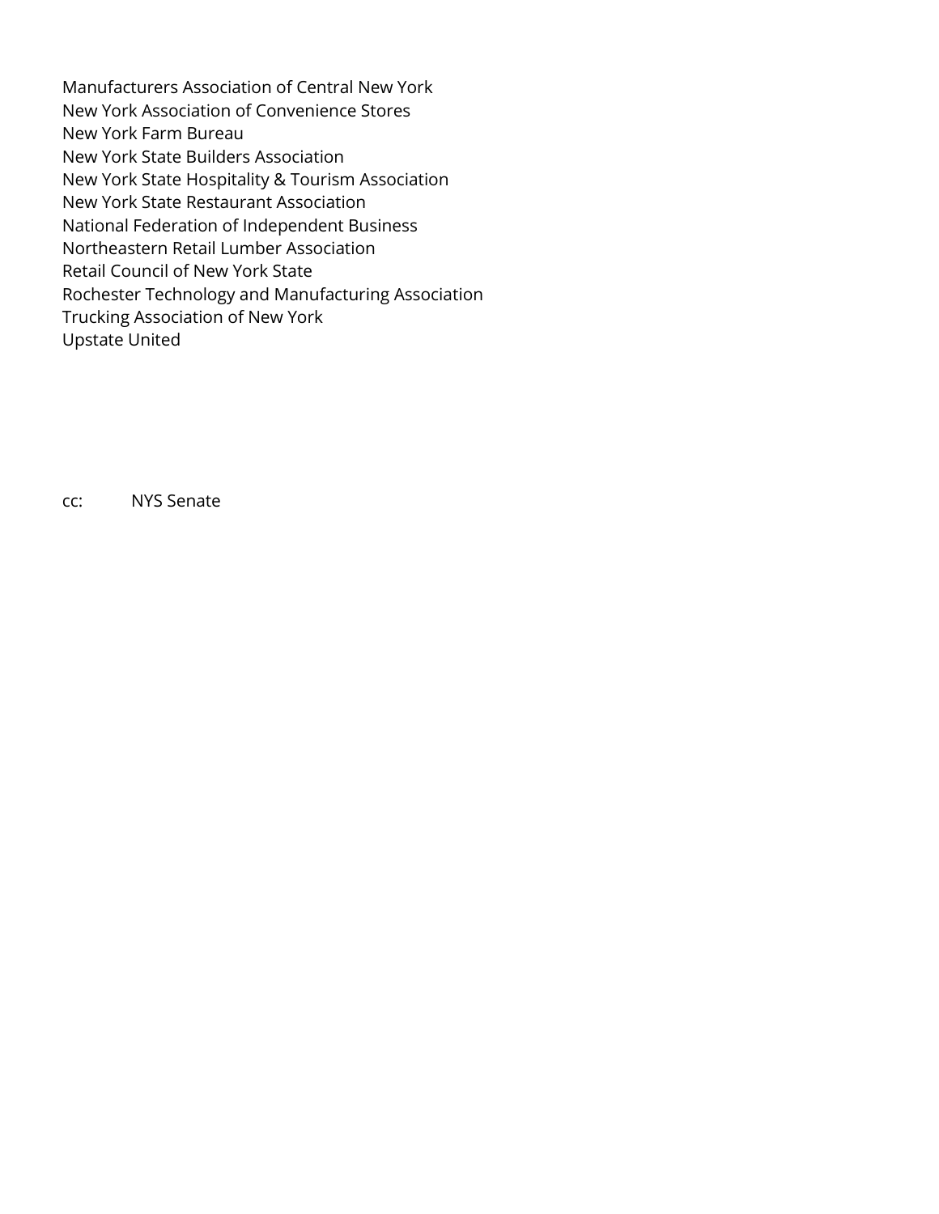Manufacturers Association of Central New York
New York Association of Convenience Stores
New York Farm Bureau
New York State Builders Association
New York State Hospitality & Tourism Association
New York State Restaurant Association
National Federation of Independent Business
Northeastern Retail Lumber Association
Retail Council of New York State
Rochester Technology and Manufacturing Association
Trucking Association of New York
Upstate United

cc: NYS Senate